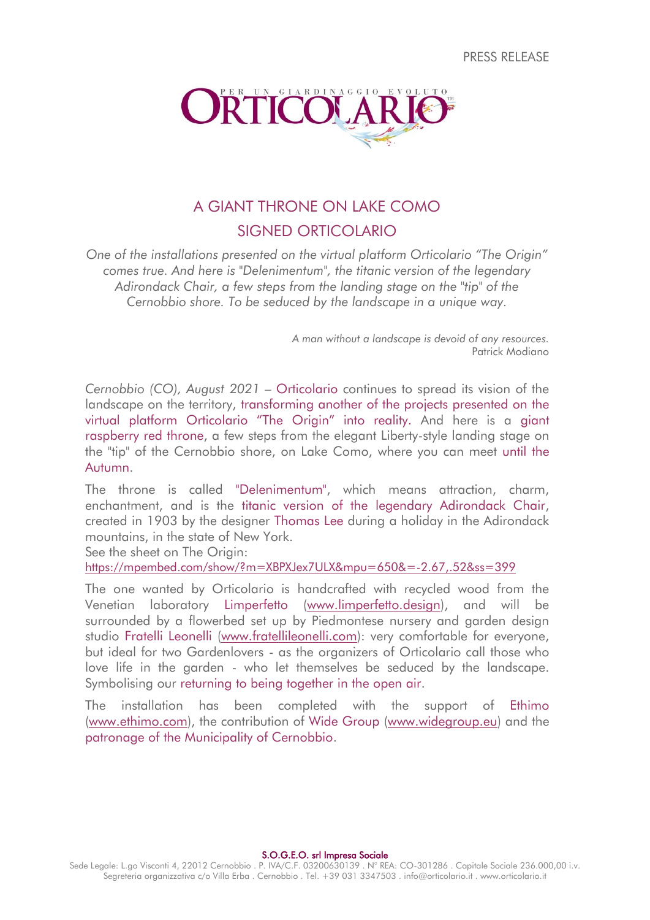PRESS RELEASE

# A GIANT THRONE ON LAKE COMO
# SIGNED ORTICOLARIO

*One of the installations presented on the virtual platform Orticolario "The Origin" comes true. And here is "Delenimentum", the titanic version of the legendary Adirondack Chair, a few steps from the landing stage on the "tip" of the Cernobbio shore. To be seduced by the landscape in a unique way.*

*A man without a landscape is devoid of any resources.*
Patrick Modiano

*Cernobbio (CO), August 2021* – Orticolario continues to spread its vision of the landscape on the territory, transforming another of the projects presented on the virtual platform Orticolario "The Origin" into reality. And here is a giant raspberry red throne, a few steps from the elegant Liberty-style landing stage on the "tip" of the Cernobbio shore, on Lake Como, where you can meet until the Autumn.

The throne is called "Delenimentum", which means attraction, charm, enchantment, and is the titanic version of the legendary Adirondack Chair, created in 1903 by the designer Thomas Lee during a holiday in the Adirondack mountains, in the state of New York.
See the sheet on The Origin:
https://mpembed.com/show/?m=XBPXJex7ULX&mpu=650&=-2.67,.52&ss=399

The one wanted by Orticolario is handcrafted with recycled wood from the Venetian laboratory Limperfetto (www.limperfetto.design), and will be surrounded by a flowerbed set up by Piedmontese nursery and garden design studio Fratelli Leonelli (www.fratellileonelli.com): very comfortable for everyone, but ideal for two Gardenlovers - as the organizers of Orticolario call those who love life in the garden - who let themselves be seduced by the landscape. Symbolising our returning to being together in the open air.

The installation has been completed with the support of Ethimo (www.ethimo.com), the contribution of Wide Group (www.widegroup.eu) and the patronage of the Municipality of Cernobbio.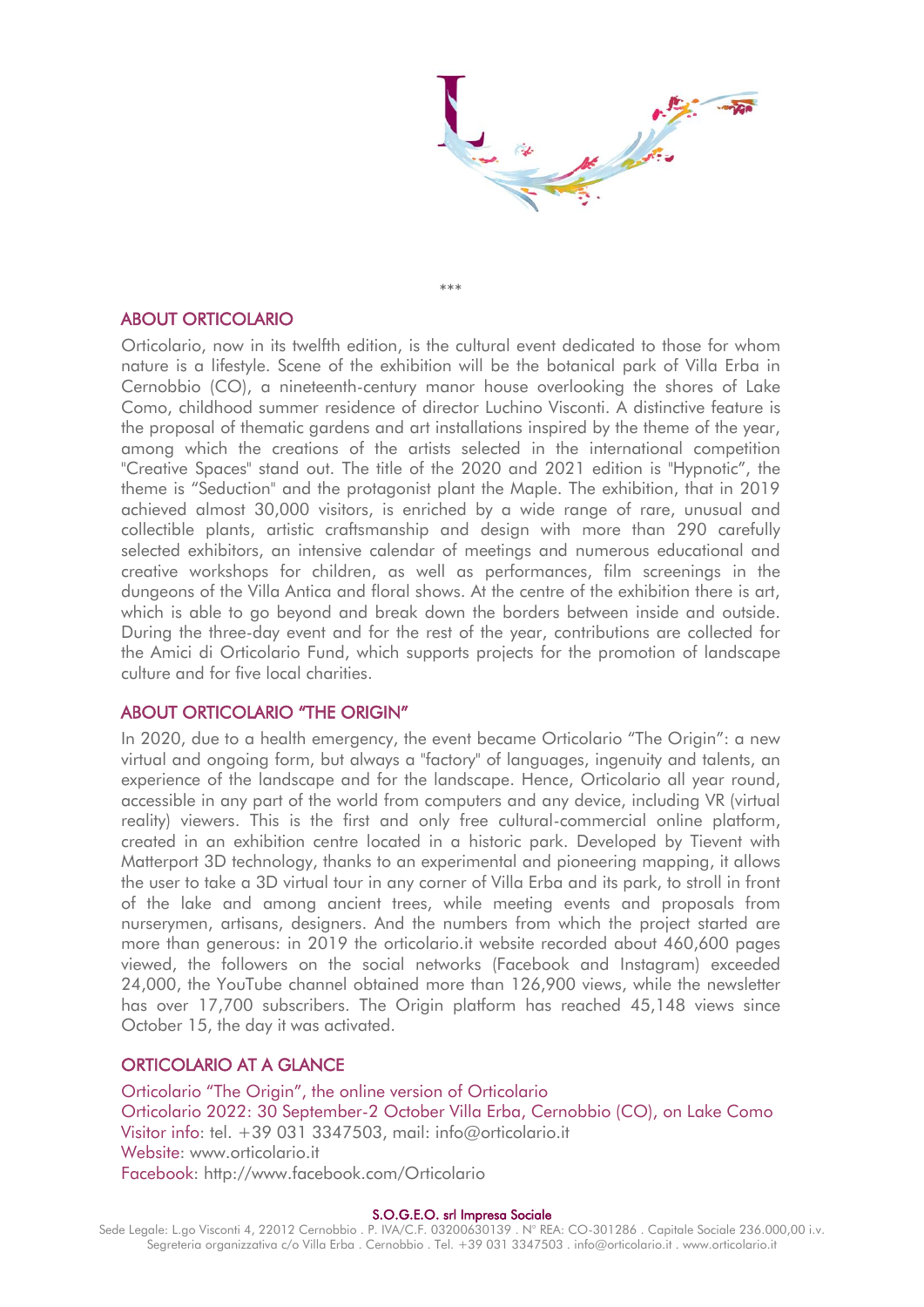\*\*\*

## ABOUT ORTICOLARIO

Orticolario, now in its twelfth edition, is the cultural event dedicated to those for whom nature is a lifestyle. Scene of the exhibition will be the botanical park of Villa Erba in Cernobbio (CO), a nineteenth-century manor house overlooking the shores of Lake Como, childhood summer residence of director Luchino Visconti. A distinctive feature is the proposal of thematic gardens and art installations inspired by the theme of the year, among which the creations of the artists selected in the international competition "Creative Spaces" stand out. The title of the 2020 and 2021 edition is "Hypnotic", the theme is "Seduction" and the protagonist plant the Maple. The exhibition, that in 2019 achieved almost 30,000 visitors, is enriched by a wide range of rare, unusual and collectible plants, artistic craftsmanship and design with more than 290 carefully selected exhibitors, an intensive calendar of meetings and numerous educational and creative workshops for children, as well as performances, film screenings in the dungeons of the Villa Antica and floral shows. At the centre of the exhibition there is art, which is able to go beyond and break down the borders between inside and outside. During the three-day event and for the rest of the year, contributions are collected for the Amici di Orticolario Fund, which supports projects for the promotion of landscape culture and for five local charities.

## ABOUT ORTICOLARIO "THE ORIGIN"

In 2020, due to a health emergency, the event became Orticolario "The Origin": a new virtual and ongoing form, but always a "factory" of languages, ingenuity and talents, an experience of the landscape and for the landscape. Hence, Orticolario all year round, accessible in any part of the world from computers and any device, including VR (virtual reality) viewers. This is the first and only free cultural-commercial online platform, created in an exhibition centre located in a historic park. Developed by Tievent with Matterport 3D technology, thanks to an experimental and pioneering mapping, it allows the user to take a 3D virtual tour in any corner of Villa Erba and its park, to stroll in front of the lake and among ancient trees, while meeting events and proposals from nurserymen, artisans, designers. And the numbers from which the project started are more than generous: in 2019 the orticolario.it website recorded about 460,600 pages viewed, the followers on the social networks (Facebook and Instagram) exceeded 24,000, the YouTube channel obtained more than 126,900 views, while the newsletter has over 17,700 subscribers. The Origin platform has reached 45,148 views since October 15, the day it was activated.

## ORTICOLARIO AT A GLANCE

Orticolario "The Origin", the online version of Orticolario
Orticolario 2022: 30 September-2 October Villa Erba, Cernobbio (CO), on Lake Como
Visitor info: tel. +39 031 3347503, mail: info@orticolario.it
Website: www.orticolario.it
Facebook: http://www.facebook.com/Orticolario

**S.O.G.E.O. srl Impresa Sociale**
Sede Legale: L.go Visconti 4, 22012 Cernobbio . P. IVA/C.F. 03200630139 . N° REA: CO-301286 . Capitale Sociale 236.000,00 i.v.
Segreteria organizzativa c/o Villa Erba . Cernobbio . Tel. +39 031 3347503 . info@orticolario.it . www.orticolario.it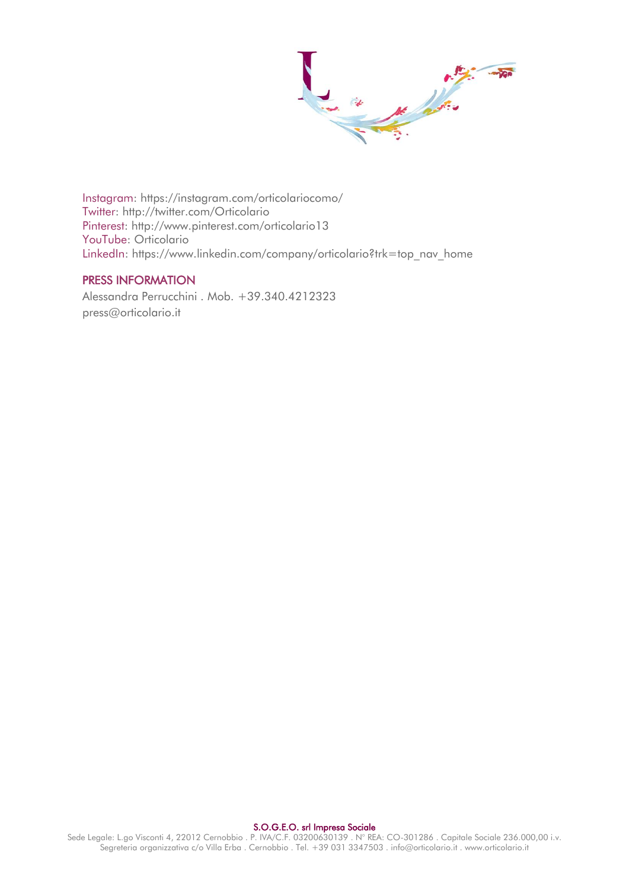Instagram: https://instagram.com/orticolariocomo/
Twitter: http://twitter.com/Orticolario
Pinterest: http://www.pinterest.com/orticolario13
YouTube: Orticolario
LinkedIn: https://www.linkedin.com/company/orticolario?trk=top_nav_home

## PRESS INFORMATION

Alessandra Perrucchini . Mob. +39.340.4212323
press@orticolario.it

**S.O.G.E.O. srl Impresa Sociale**
Sede Legale: L.go Visconti 4, 22012 Cernobbio . P. IVA/C.F. 03200630139 . N° REA: CO-301286 . Capitale Sociale 236.000,00 i.v.
Segreteria organizzativa c/o Villa Erba . Cernobbio . Tel. +39 031 3347503 . info@orticolario.it . www.orticolario.it